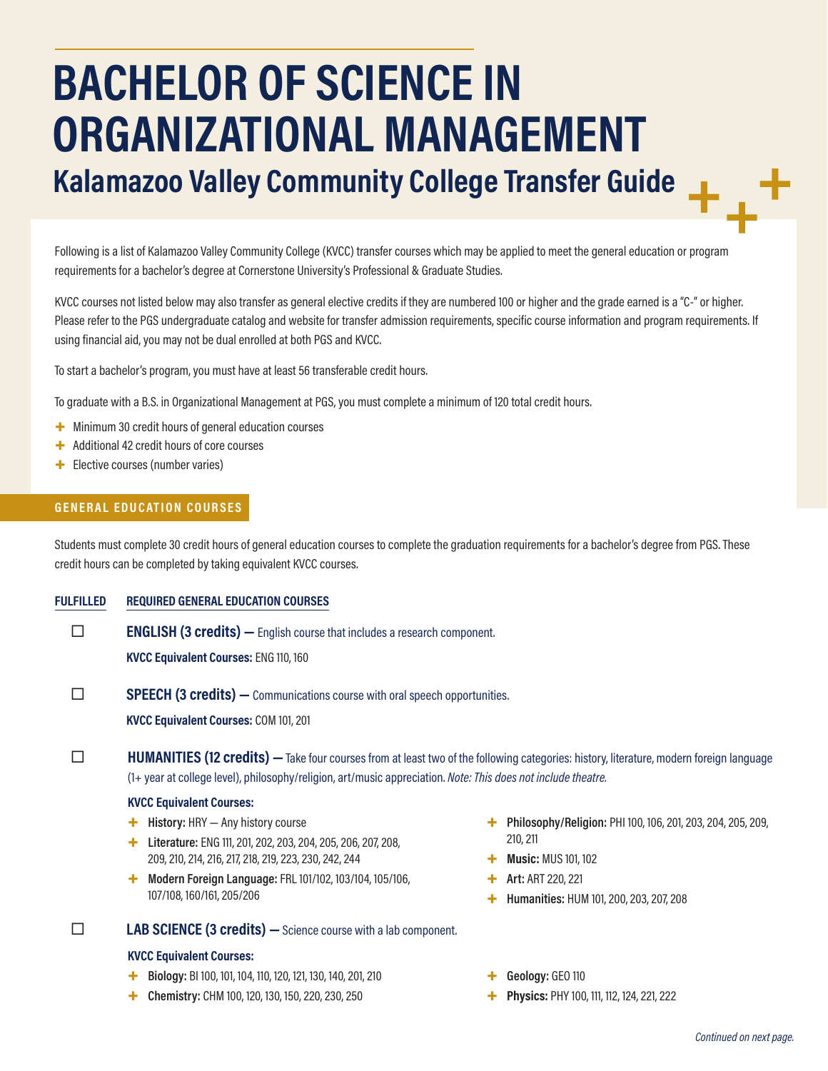# BACHELOR OF SCIENCE IN ORGANIZATIONAL MANAGEMENT

## Kalamazoo Valley Community College Transfer Guide

Following is a list of Kalamazoo Valley Community College (KVCC) transfer courses which may be applied to meet the general education or program requirements for a bachelor's degree at Cornerstone University's Professional & Graduate Studies.

KVCC courses not listed below may also transfer as general elective credits if they are numbered 100 or higher and the grade earned is a "C-" or higher. Please refer to the PGS undergraduate catalog and website for transfer admission requirements, specific course information and program requirements. If using financial aid, you may not be dual enrolled at both PGS and KVCC.

To start a bachelor's program, you must have at least 56 transferable credit hours.

To graduate with a B.S. in Organizational Management at PGS, you must complete a minimum of 120 total credit hours.

- Minimum 30 credit hours of general education courses
- Additional 42 credit hours of core courses
- Elective courses (number varies)

### GENERAL EDUCATION COURSES

Students must complete 30 credit hours of general education courses to complete the graduation requirements for a bachelor's degree from PGS. These credit hours can be completed by taking equivalent KVCC courses.

**FULFILLED** | **REQUIRED GENERAL EDUCATION COURSES**

☐ **ENGLISH (3 credits) —** English course that includes a research component.

**KVCC Equivalent Courses:** ENG 110, 160

☐ **SPEECH (3 credits) —** Communications course with oral speech opportunities.

**KVCC Equivalent Courses:** COM 101, 201

☐ **HUMANITIES (12 credits) —** Take four courses from at least two of the following categories: history, literature, modern foreign language (1+ year at college level), philosophy/religion, art/music appreciation. *Note: This does not include theatre.*

**KVCC Equivalent Courses:**

- **History:** HRY — Any history course
- **Literature:** ENG 111, 201, 202, 203, 204, 205, 206, 207, 208, 209, 210, 214, 216, 217, 218, 219, 223, 230, 242, 244
- **Modern Foreign Language:** FRL 101/102, 103/104, 105/106, 107/108, 160/161, 205/206
- **Philosophy/Religion:** PHI 100, 106, 201, 203, 204, 205, 209, 210, 211
- **Music:** MUS 101, 102
- **Art:** ART 220, 221
- **Humanities:** HUM 101, 200, 203, 207, 208

☐ **LAB SCIENCE (3 credits) —** Science course with a lab component.

**KVCC Equivalent Courses:**

- **Biology:** BI 100, 101, 104, 110, 120, 121, 130, 140, 201, 210
- **Chemistry:** CHM 100, 120, 130, 150, 220, 230, 250
- **Geology:** GEO 110
- **Physics:** PHY 100, 111, 112, 124, 221, 222

*Continued on next page.*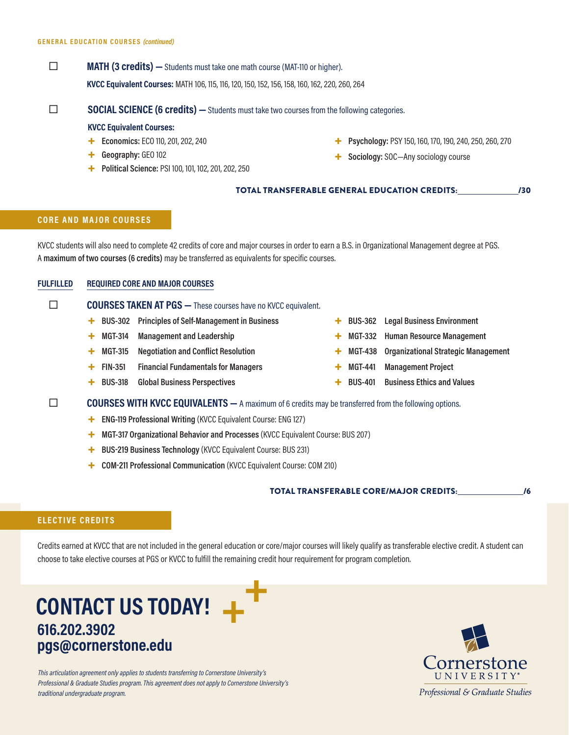GENERAL EDUCATION COURSES *(continued)*

☐ **MATH (3 credits) —** Students must take one math course (MAT-110 or higher).

**KVCC Equivalent Courses:** MATH 106, 115, 116, 120, 150, 152, 156, 158, 160, 162, 220, 260, 264

☐ **SOCIAL SCIENCE (6 credits) —** Students must take two courses from the following categories.

**KVCC Equivalent Courses:**

- **Economics:** ECO 110, 201, 202, 240
- **Geography:** GEO 102
- **Political Science:** PSI 100, 101, 102, 201, 202, 250
- **Psychology:** PSY 150, 160, 170, 190, 240, 250, 260, 270
- **Sociology:** SOC—Any sociology course

**TOTAL TRANSFERABLE GENERAL EDUCATION CREDITS:\_\_\_\_\_\_\_\_\_\_/30**

## CORE AND MAJOR COURSES

KVCC students will also need to complete 42 credits of core and major courses in order to earn a B.S. in Organizational Management degree at PGS. A **maximum of two courses (6 credits)** may be transferred as equivalents for specific courses.

**FULFILLED** | **REQUIRED CORE AND MAJOR COURSES**

☐ **COURSES TAKEN AT PGS —** These courses have no KVCC equivalent.

- **BUS-302 Principles of Self-Management in Business**
- **MGT-314 Management and Leadership**
- **MGT-315 Negotiation and Conflict Resolution**
- **FIN-351 Financial Fundamentals for Managers**
- **BUS-318 Global Business Perspectives**
- **BUS-362 Legal Business Environment**
- **MGT-332 Human Resource Management**
- **MGT-438 Organizational Strategic Management**
- **MGT-441 Management Project**
- **BUS-401 Business Ethics and Values**

☐ **COURSES WITH KVCC EQUIVALENTS —** A maximum of 6 credits may be transferred from the following options.

- **ENG-119 Professional Writing** (KVCC Equivalent Course: ENG 127)
- **MGT-317 Organizational Behavior and Processes** (KVCC Equivalent Course: BUS 207)
- **BUS-219 Business Technology** (KVCC Equivalent Course: BUS 231)
- **COM-211 Professional Communication** (KVCC Equivalent Course: COM 210)

**TOTAL TRANSFERABLE CORE/MAJOR CREDITS:\_\_\_\_\_\_\_\_\_\_/6**

## ELECTIVE CREDITS

Credits earned at KVCC that are not included in the general education or core/major courses will likely qualify as transferable elective credit. A student can choose to take elective courses at PGS or KVCC to fulfill the remaining credit hour requirement for program completion.

# CONTACT US TODAY!

**616.202.3902**

**pgs@cornerstone.edu**

*This articulation agreement only applies to students transferring to Cornerstone University's Professional & Graduate Studies program. This agreement does not apply to Cornerstone University's traditional undergraduate program.*

Cornerstone UNIVERSITY®
*Professional & Graduate Studies*